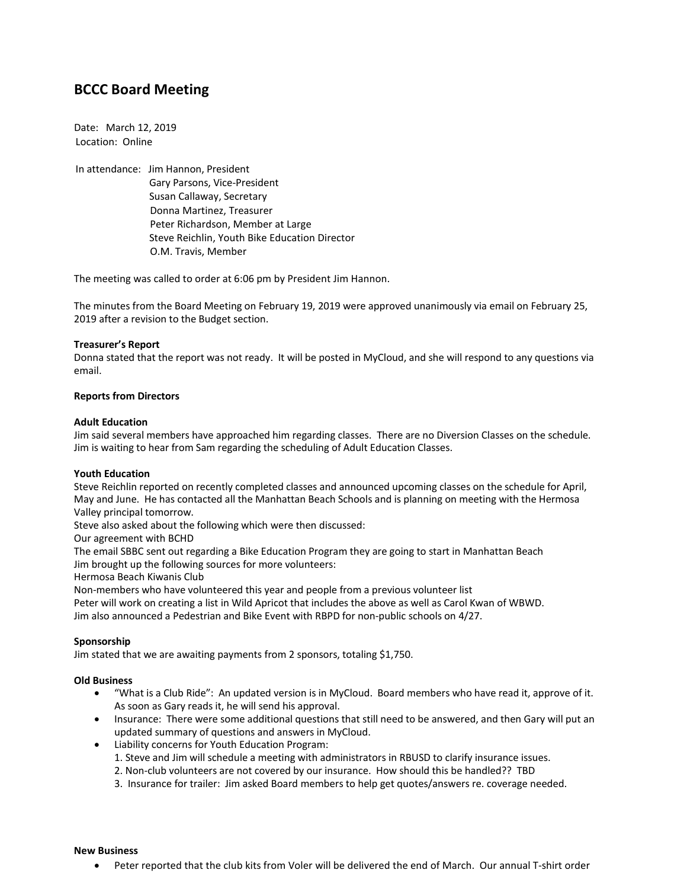# BCCC Board Meeting

Date: March 12, 2019
Location: Online

In attendance: Jim Hannon, President
Gary Parsons, Vice-President
Susan Callaway, Secretary
Donna Martinez, Treasurer
Peter Richardson, Member at Large
Steve Reichlin, Youth Bike Education Director
O.M. Travis, Member

The meeting was called to order at 6:06 pm by President Jim Hannon.

The minutes from the Board Meeting on February 19, 2019 were approved unanimously via email on February 25, 2019 after a revision to the Budget section.

**Treasurer's Report**
Donna stated that the report was not ready. It will be posted in MyCloud, and she will respond to any questions via email.

**Reports from Directors**

**Adult Education**
Jim said several members have approached him regarding classes. There are no Diversion Classes on the schedule. Jim is waiting to hear from Sam regarding the scheduling of Adult Education Classes.

**Youth Education**
Steve Reichlin reported on recently completed classes and announced upcoming classes on the schedule for April, May and June. He has contacted all the Manhattan Beach Schools and is planning on meeting with the Hermosa Valley principal tomorrow.
Steve also asked about the following which were then discussed:
Our agreement with BCHD
The email SBBC sent out regarding a Bike Education Program they are going to start in Manhattan Beach
Jim brought up the following sources for more volunteers:
Hermosa Beach Kiwanis Club
Non-members who have volunteered this year and people from a previous volunteer list
Peter will work on creating a list in Wild Apricot that includes the above as well as Carol Kwan of WBWD.
Jim also announced a Pedestrian and Bike Event with RBPD for non-public schools on 4/27.

**Sponsorship**
Jim stated that we are awaiting payments from 2 sponsors, totaling $1,750.

**Old Business**
- "What is a Club Ride": An updated version is in MyCloud. Board members who have read it, approve of it. As soon as Gary reads it, he will send his approval.
- Insurance: There were some additional questions that still need to be answered, and then Gary will put an updated summary of questions and answers in MyCloud.
- Liability concerns for Youth Education Program:
  1. Steve and Jim will schedule a meeting with administrators in RBUSD to clarify insurance issues.
  2. Non-club volunteers are not covered by our insurance. How should this be handled?? TBD
  3. Insurance for trailer: Jim asked Board members to help get quotes/answers re. coverage needed.

**New Business**
- Peter reported that the club kits from Voler will be delivered the end of March. Our annual T-shirt order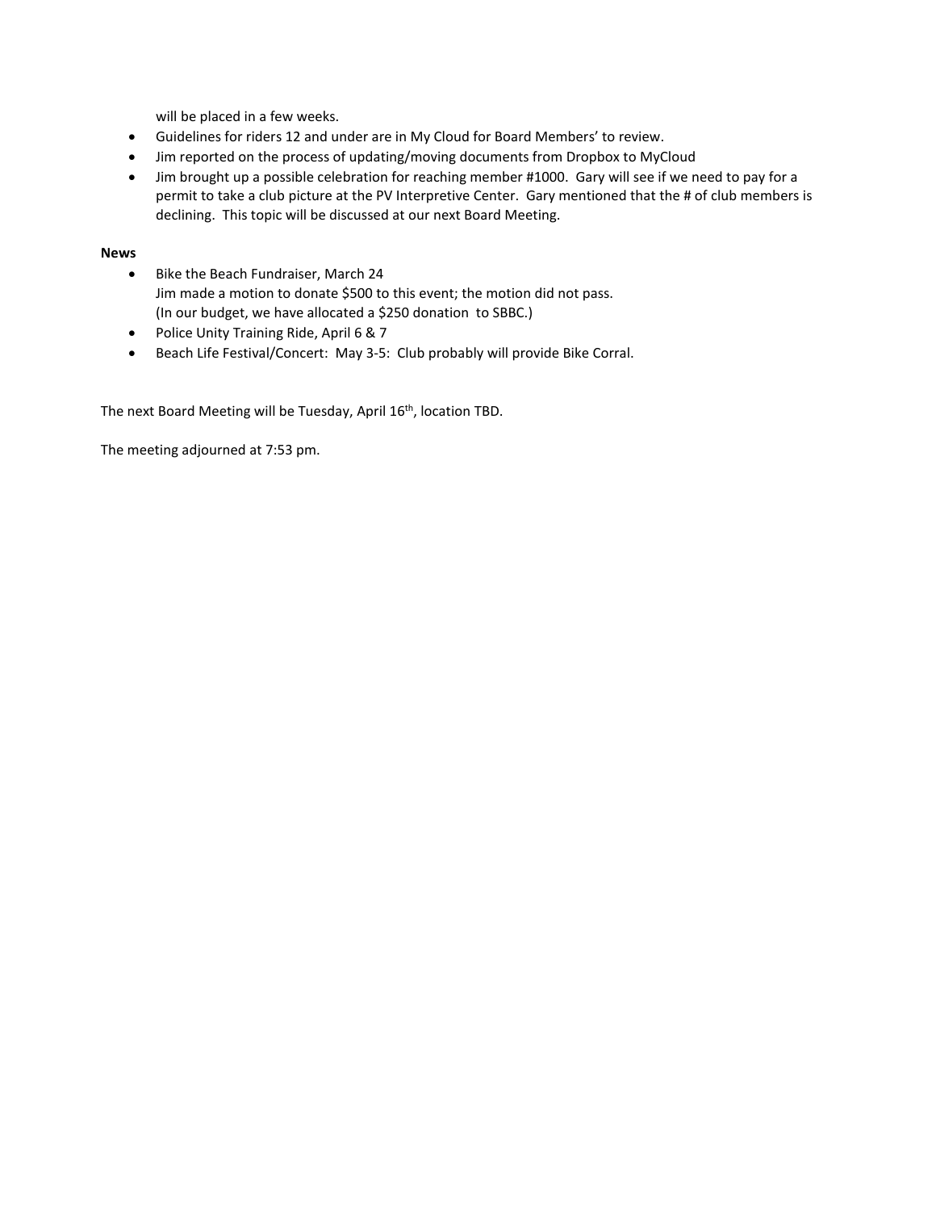will be placed in a few weeks.

- Guidelines for riders 12 and under are in My Cloud for Board Members' to review.
- Jim reported on the process of updating/moving documents from Dropbox to MyCloud
- Jim brought up a possible celebration for reaching member #1000. Gary will see if we need to pay for a permit to take a club picture at the PV Interpretive Center. Gary mentioned that the # of club members is declining. This topic will be discussed at our next Board Meeting.

**News**

- Bike the Beach Fundraiser, March 24
  Jim made a motion to donate $500 to this event; the motion did not pass.
  (In our budget, we have allocated a $250 donation to SBBC.)
- Police Unity Training Ride, April 6 & 7
- Beach Life Festival/Concert: May 3-5: Club probably will provide Bike Corral.

The next Board Meeting will be Tuesday, April 16th, location TBD.

The meeting adjourned at 7:53 pm.